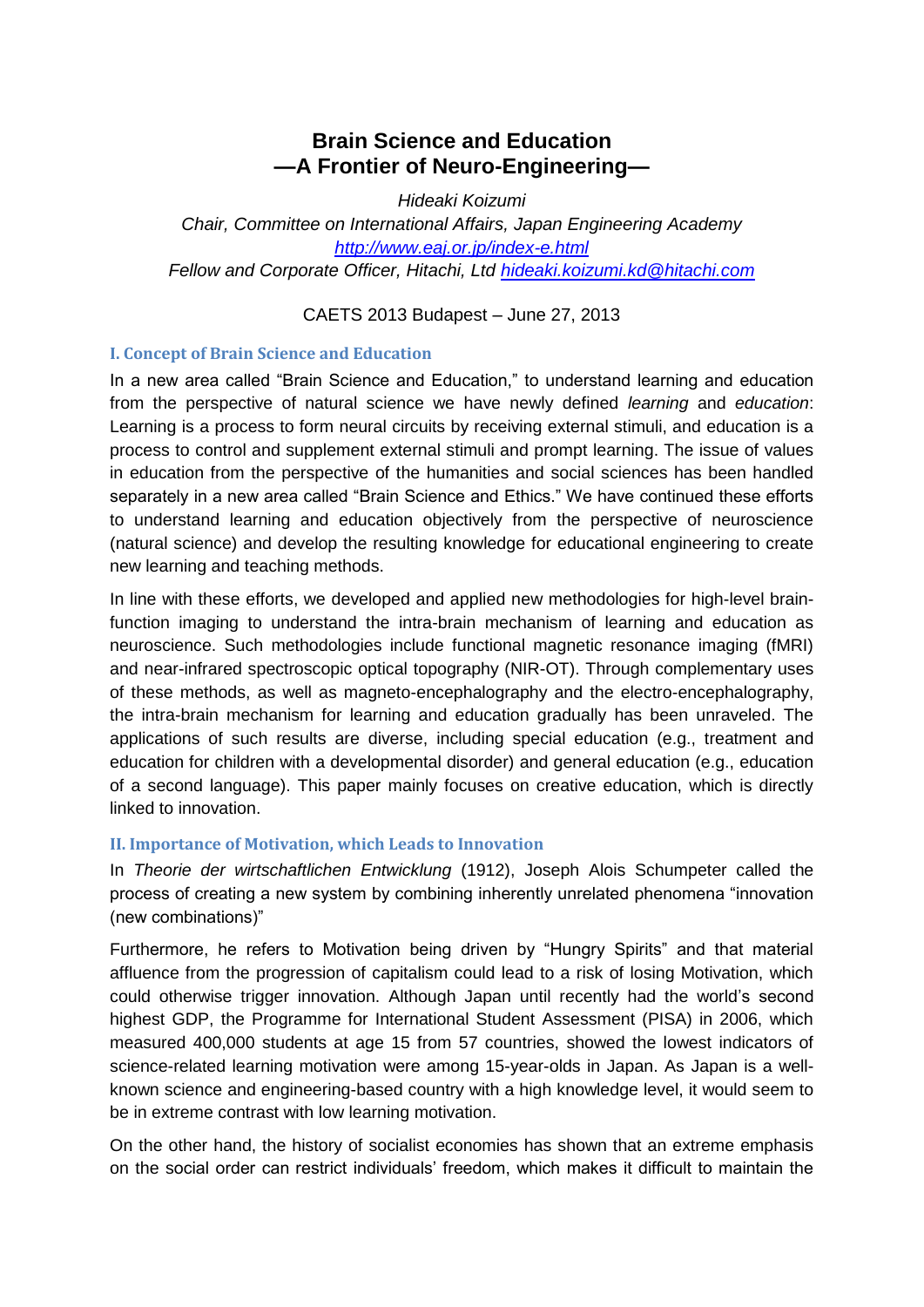# Brain Science and Education
# —A Frontier of Neuro-Engineering—

*Hideaki Koizumi*

*Chair, Committee on International Affairs, Japan Engineering Academy*

*[http://www.eaj.or.jp/index-e.html](http://www.eaj.or.jp/index-e.html)*

*Fellow and Corporate Officer, Hitachi, Ltd* [hideaki.koizumi.kd@hitachi.com](mailto:hideaki.koizumi.kd@hitachi.com)

CAETS 2013 Budapest – June 27, 2013

## I. Concept of Brain Science and Education

In a new area called "Brain Science and Education," to understand learning and education from the perspective of natural science we have newly defined *learning* and *education*: Learning is a process to form neural circuits by receiving external stimuli, and education is a process to control and supplement external stimuli and prompt learning. The issue of values in education from the perspective of the humanities and social sciences has been handled separately in a new area called "Brain Science and Ethics." We have continued these efforts to understand learning and education objectively from the perspective of neuroscience (natural science) and develop the resulting knowledge for educational engineering to create new learning and teaching methods.

In line with these efforts, we developed and applied new methodologies for high-level brain-function imaging to understand the intra-brain mechanism of learning and education as neuroscience. Such methodologies include functional magnetic resonance imaging (fMRI) and near-infrared spectroscopic optical topography (NIR-OT). Through complementary uses of these methods, as well as magneto-encephalography and the electro-encephalography, the intra-brain mechanism for learning and education gradually has been unraveled. The applications of such results are diverse, including special education (e.g., treatment and education for children with a developmental disorder) and general education (e.g., education of a second language). This paper mainly focuses on creative education, which is directly linked to innovation.

## II. Importance of Motivation, which Leads to Innovation

In *Theorie der wirtschaftlichen Entwicklung* (1912), Joseph Alois Schumpeter called the process of creating a new system by combining inherently unrelated phenomena "innovation (new combinations)"

Furthermore, he refers to Motivation being driven by "Hungry Spirits" and that material affluence from the progression of capitalism could lead to a risk of losing Motivation, which could otherwise trigger innovation. Although Japan until recently had the world's second highest GDP, the Programme for International Student Assessment (PISA) in 2006, which measured 400,000 students at age 15 from 57 countries, showed the lowest indicators of science-related learning motivation were among 15-year-olds in Japan. As Japan is a well-known science and engineering-based country with a high knowledge level, it would seem to be in extreme contrast with low learning motivation.

On the other hand, the history of socialist economies has shown that an extreme emphasis on the social order can restrict individuals' freedom, which makes it difficult to maintain the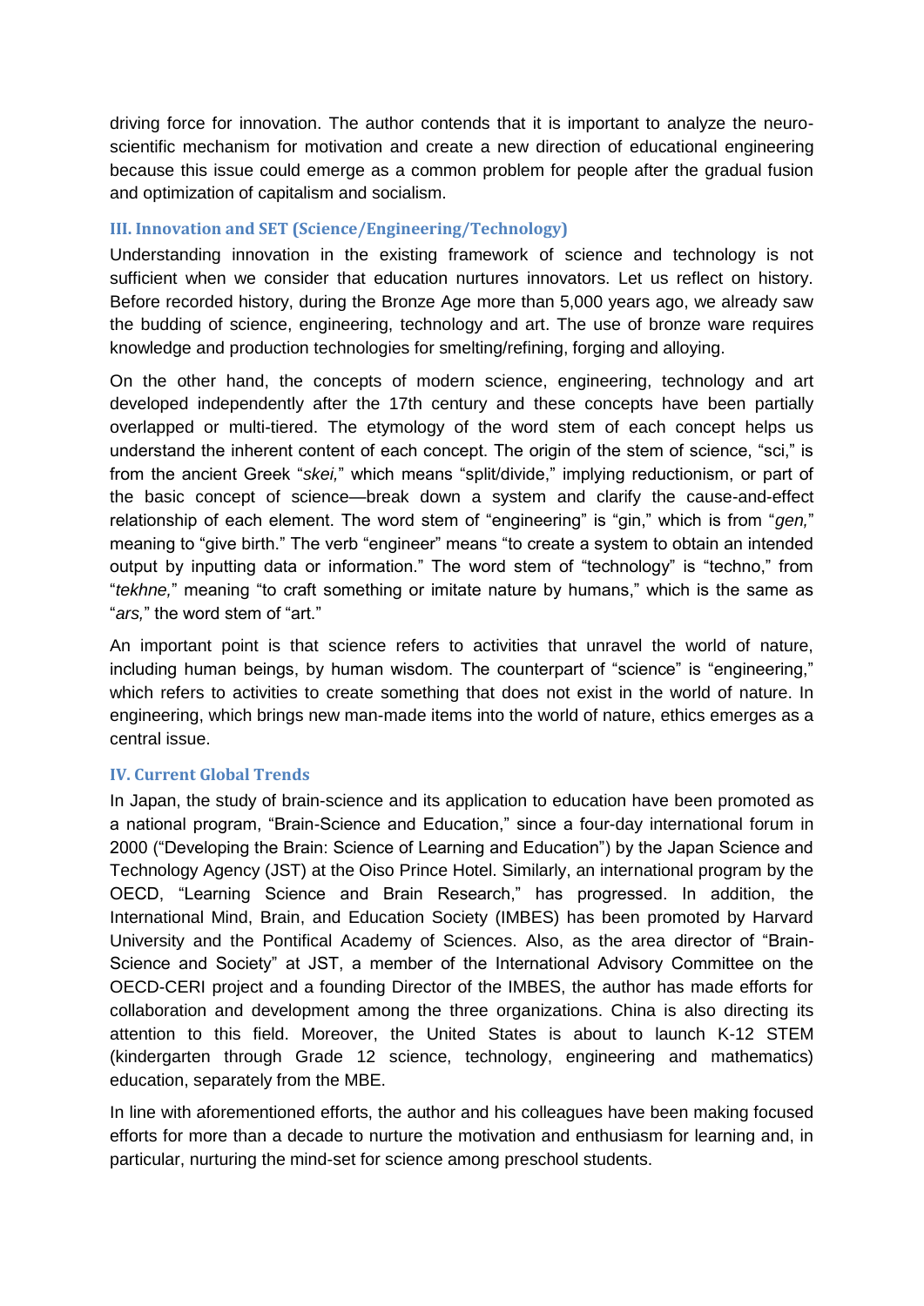driving force for innovation. The author contends that it is important to analyze the neuro-scientific mechanism for motivation and create a new direction of educational engineering because this issue could emerge as a common problem for people after the gradual fusion and optimization of capitalism and socialism.

### III. Innovation and SET (Science/Engineering/Technology)

Understanding innovation in the existing framework of science and technology is not sufficient when we consider that education nurtures innovators. Let us reflect on history. Before recorded history, during the Bronze Age more than 5,000 years ago, we already saw the budding of science, engineering, technology and art. The use of bronze ware requires knowledge and production technologies for smelting/refining, forging and alloying.

On the other hand, the concepts of modern science, engineering, technology and art developed independently after the 17th century and these concepts have been partially overlapped or multi-tiered. The etymology of the word stem of each concept helps us understand the inherent content of each concept. The origin of the stem of science, "sci," is from the ancient Greek "*skei,*" which means "split/divide," implying reductionism, or part of the basic concept of science—break down a system and clarify the cause-and-effect relationship of each element. The word stem of "engineering" is "gin," which is from "*gen,*" meaning to "give birth." The verb "engineer" means "to create a system to obtain an intended output by inputting data or information." The word stem of "technology" is "techno," from "*tekhne,*" meaning "to craft something or imitate nature by humans," which is the same as "*ars,*" the word stem of "art."

An important point is that science refers to activities that unravel the world of nature, including human beings, by human wisdom. The counterpart of "science" is "engineering," which refers to activities to create something that does not exist in the world of nature. In engineering, which brings new man-made items into the world of nature, ethics emerges as a central issue.

### IV. Current Global Trends

In Japan, the study of brain-science and its application to education have been promoted as a national program, "Brain-Science and Education," since a four-day international forum in 2000 ("Developing the Brain: Science of Learning and Education") by the Japan Science and Technology Agency (JST) at the Oiso Prince Hotel. Similarly, an international program by the OECD, "Learning Science and Brain Research," has progressed. In addition, the International Mind, Brain, and Education Society (IMBES) has been promoted by Harvard University and the Pontifical Academy of Sciences. Also, as the area director of "Brain-Science and Society" at JST, a member of the International Advisory Committee on the OECD-CERI project and a founding Director of the IMBES, the author has made efforts for collaboration and development among the three organizations. China is also directing its attention to this field. Moreover, the United States is about to launch K-12 STEM (kindergarten through Grade 12 science, technology, engineering and mathematics) education, separately from the MBE.

In line with aforementioned efforts, the author and his colleagues have been making focused efforts for more than a decade to nurture the motivation and enthusiasm for learning and, in particular, nurturing the mind-set for science among preschool students.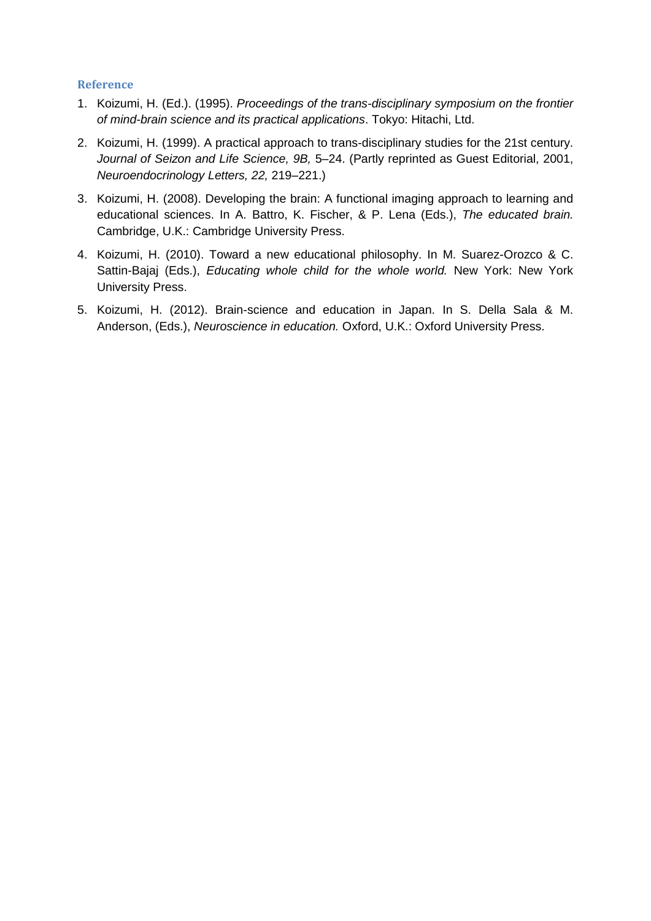## Reference

1. Koizumi, H. (Ed.). (1995). *Proceedings of the trans-disciplinary symposium on the frontier of mind-brain science and its practical applications*. Tokyo: Hitachi, Ltd.

2. Koizumi, H. (1999). A practical approach to trans-disciplinary studies for the 21st century. *Journal of Seizon and Life Science, 9B,* 5–24. (Partly reprinted as Guest Editorial, 2001, *Neuroendocrinology Letters, 22,* 219–221.)

3. Koizumi, H. (2008). Developing the brain: A functional imaging approach to learning and educational sciences. In A. Battro, K. Fischer, & P. Lena (Eds.), *The educated brain.* Cambridge, U.K.: Cambridge University Press.

4. Koizumi, H. (2010). Toward a new educational philosophy. In M. Suarez-Orozco & C. Sattin-Bajaj (Eds.), *Educating whole child for the whole world.* New York: New York University Press.

5. Koizumi, H. (2012). Brain-science and education in Japan. In S. Della Sala & M. Anderson, (Eds.), *Neuroscience in education.* Oxford, U.K.: Oxford University Press.